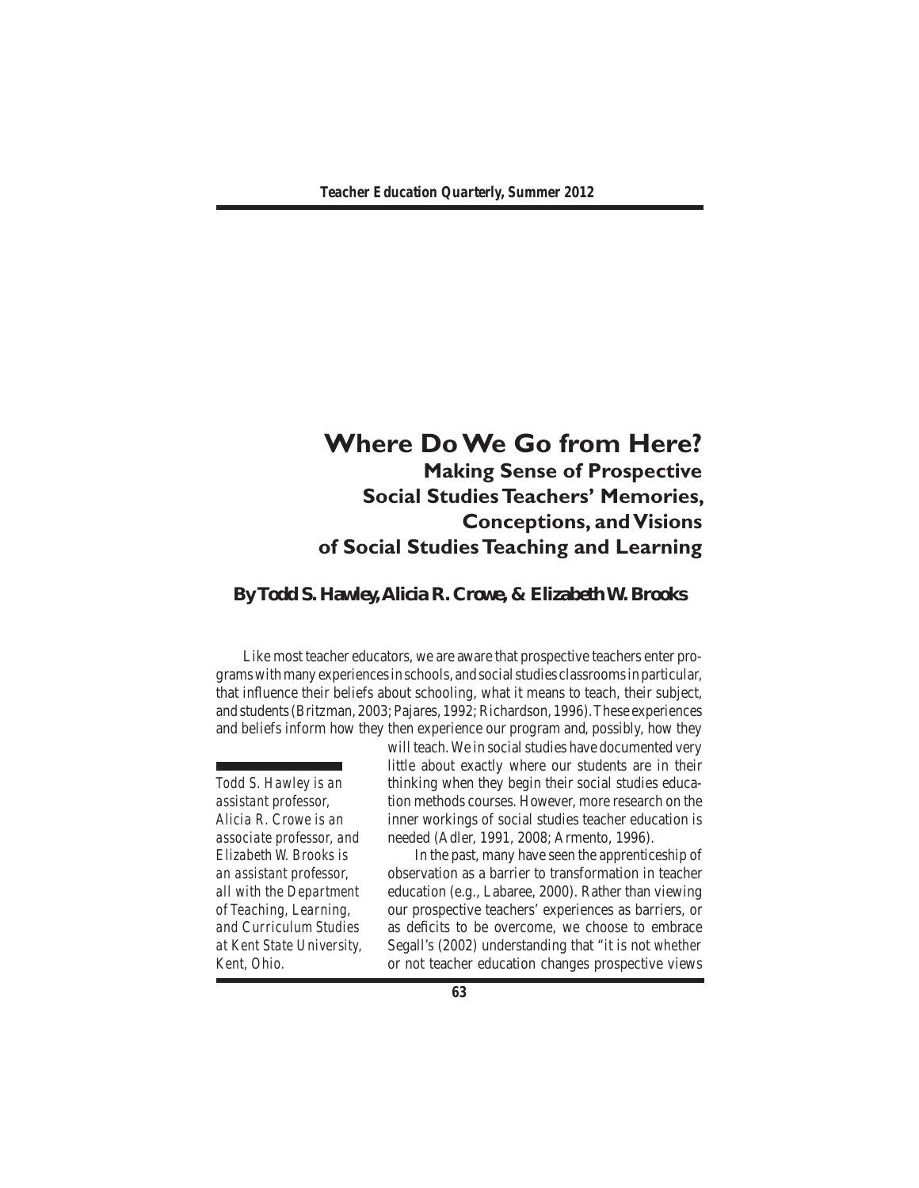# Where Do We Go from Here?

## Making Sense of Prospective Social Studies Teachers' Memories, Conceptions, and Visions of Social Studies Teaching and Learning

**By Todd S. Hawley, Alicia R. Crowe, & Elizabeth W. Brooks**

Like most teacher educators, we are aware that prospective teachers enter programs with many experiences in schools, and social studies classrooms in particular, that influence their beliefs about schooling, what it means to teach, their subject, and students (Britzman, 2003; Pajares, 1992; Richardson, 1996). These experiences and beliefs inform how they then experience our program and, possibly, how they will teach. We in social studies have documented very little about exactly where our students are in their thinking when they begin their social studies education methods courses. However, more research on the inner workings of social studies teacher education is needed (Adler, 1991, 2008; Armento, 1996).

In the past, many have seen the apprenticeship of observation as a barrier to transformation in teacher education (e.g., Labaree, 2000). Rather than viewing our prospective teachers' experiences as barriers, or as deficits to be overcome, we choose to embrace Segall's (2002) understanding that "it is not *whether* or not teacher education changes prospective views

*Todd S. Hawley is an assistant professor, Alicia R. Crowe is an associate professor, and Elizabeth W. Brooks is an assistant professor, all with the Department of Teaching, Learning, and Curriculum Studies at Kent State University, Kent, Ohio.*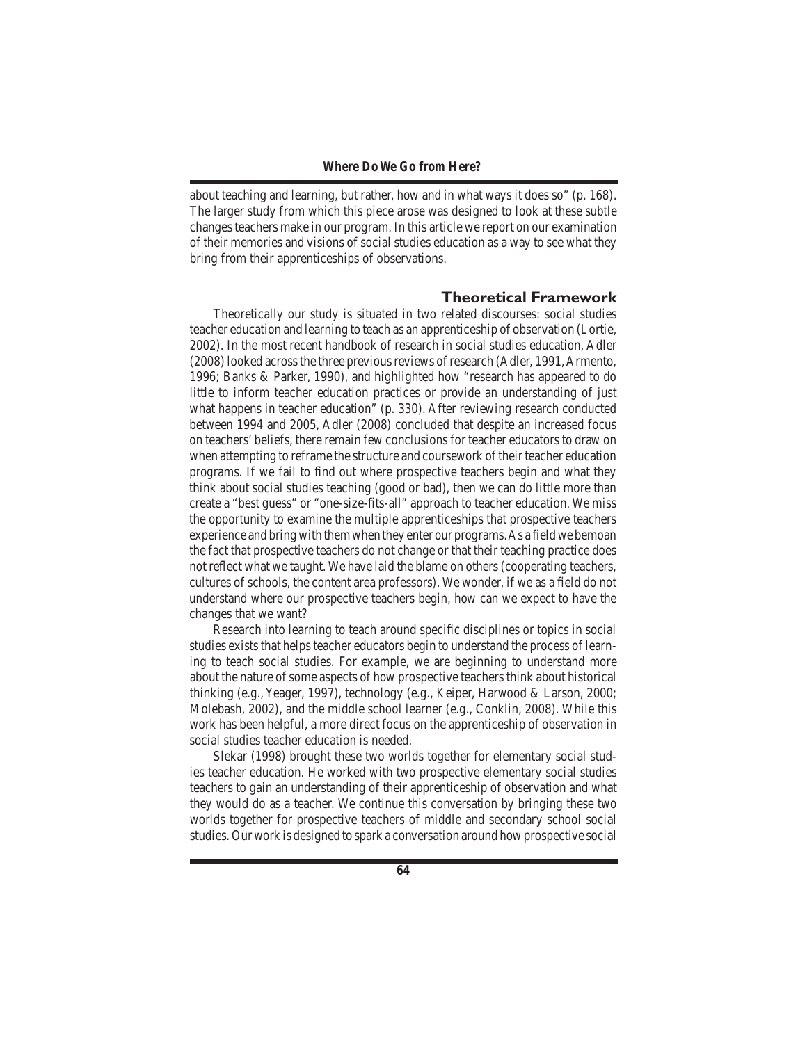about teaching and learning, but rather, how and in what ways it does so" (p. 168). The larger study from which this piece arose was designed to look at these subtle changes teachers make in our program. In this article we report on our examination of their memories and visions of social studies education as a way to see what they bring from their apprenticeships of observations.

## Theoretical Framework

Theoretically our study is situated in two related discourses: social studies teacher education and learning to teach as an apprenticeship of observation (Lortie, 2002). In the most recent handbook of research in social studies education, Adler (2008) looked across the three previous reviews of research (Adler, 1991, Armento, 1996; Banks & Parker, 1990), and highlighted how "research has appeared to do little to inform teacher education practices or provide an understanding of just what happens in teacher education" (p. 330). After reviewing research conducted between 1994 and 2005, Adler (2008) concluded that despite an increased focus on teachers' beliefs, there remain few conclusions for teacher educators to draw on when attempting to reframe the structure and coursework of their teacher education programs. If we fail to find out where prospective teachers begin and what they think about social studies teaching (good or bad), then we can do little more than create a "best guess" or "one-size-fits-all" approach to teacher education. We miss the opportunity to examine the multiple apprenticeships that prospective teachers experience and bring with them when they enter our programs. As a field we bemoan the fact that prospective teachers do not change or that their teaching practice does not reflect what we taught. We have laid the blame on others (cooperating teachers, cultures of schools, the content area professors). We wonder, if we as a field do not understand where our prospective teachers begin, how can we expect to have the changes that we want?

Research into learning to teach around specific disciplines or topics in social studies exists that helps teacher educators begin to understand the process of learning to teach social studies. For example, we are beginning to understand more about the nature of some aspects of how prospective teachers think about historical thinking (e.g., Yeager, 1997), technology (e.g., Keiper, Harwood & Larson, 2000; Molebash, 2002), and the middle school learner (e.g., Conklin, 2008). While this work has been helpful, a more direct focus on the apprenticeship of observation in social studies teacher education is needed.

Slekar (1998) brought these two worlds together for elementary social studies teacher education. He worked with two prospective elementary social studies teachers to gain an understanding of their apprenticeship of observation and what they would do as a teacher. We continue this conversation by bringing these two worlds together for prospective teachers of middle and secondary school social studies. Our work is designed to spark a conversation around how prospective social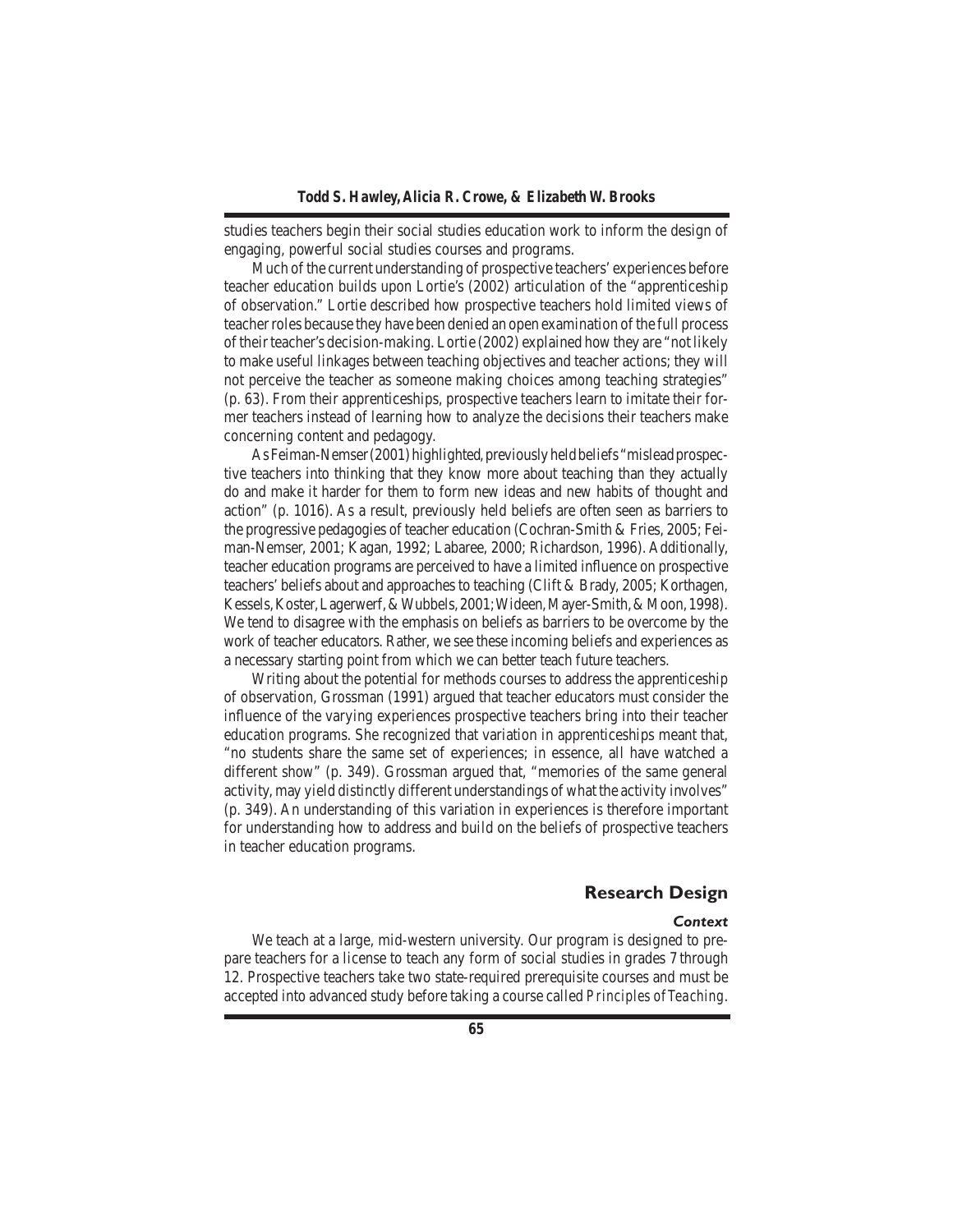studies teachers begin their social studies education work to inform the design of engaging, powerful social studies courses and programs.

Much of the current understanding of prospective teachers' experiences before teacher education builds upon Lortie's (2002) articulation of the "apprenticeship of observation." Lortie described how prospective teachers hold limited views of teacher roles because they have been denied an open examination of the full process of their teacher's decision-making. Lortie (2002) explained how they are "not likely to make useful linkages between teaching objectives and teacher actions; they will not perceive the teacher as someone making choices among teaching strategies" (p. 63). From their apprenticeships, prospective teachers learn to imitate their former teachers instead of learning how to analyze the decisions their teachers make concerning content and pedagogy.

As Feiman-Nemser (2001) highlighted, previously held beliefs "mislead prospective teachers into thinking that they know more about teaching than they actually do and make it harder for them to form new ideas and new habits of thought and action" (p. 1016). As a result, previously held beliefs are often seen as barriers to the progressive pedagogies of teacher education (Cochran-Smith & Fries, 2005; Feiman-Nemser, 2001; Kagan, 1992; Labaree, 2000; Richardson, 1996). Additionally, teacher education programs are perceived to have a limited influence on prospective teachers' beliefs about and approaches to teaching (Clift & Brady, 2005; Korthagen, Kessels, Koster, Lagerwerf, & Wubbels, 2001; Wideen, Mayer-Smith, & Moon, 1998). We tend to disagree with the emphasis on beliefs as barriers to be overcome by the work of teacher educators. Rather, we see these incoming beliefs and experiences as a necessary starting point from which we can better teach future teachers.

Writing about the potential for methods courses to address the apprenticeship of observation, Grossman (1991) argued that teacher educators must consider the influence of the varying experiences prospective teachers bring into their teacher education programs. She recognized that variation in apprenticeships meant that, "no students share the same set of experiences; in essence, all have watched a different show" (p. 349). Grossman argued that, "memories of the same general activity, may yield distinctly different understandings of what the activity involves" (p. 349). An understanding of this variation in experiences is therefore important for understanding how to address and build on the beliefs of prospective teachers in teacher education programs.

## Research Design

### Context

We teach at a large, mid-western university. Our program is designed to prepare teachers for a license to teach any form of social studies in grades 7 through 12. Prospective teachers take two state-required prerequisite courses and must be accepted into advanced study before taking a course called *Principles of Teaching*.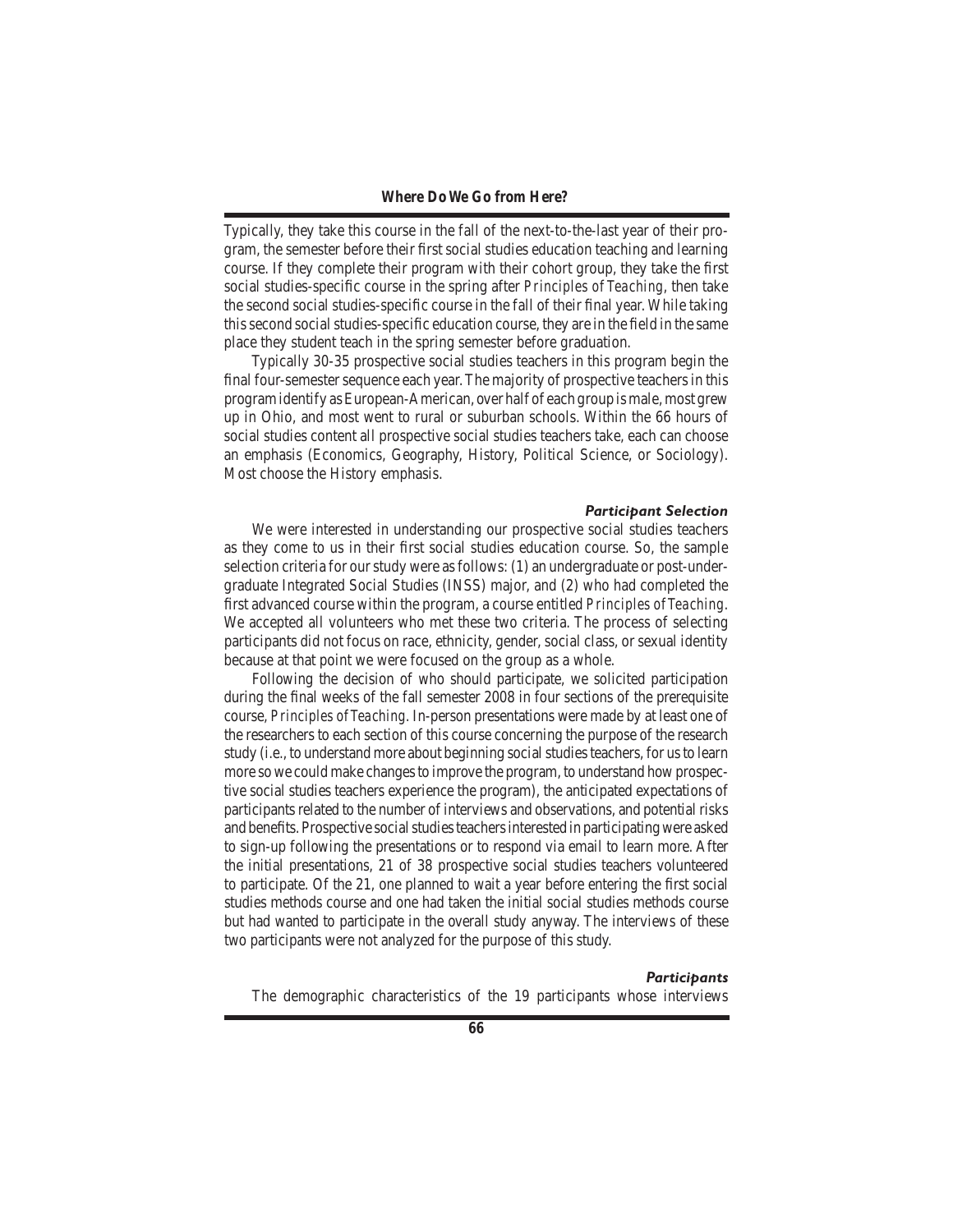Typically, they take this course in the fall of the next-to-the-last year of their program, the semester before their first social studies education teaching and learning course. If they complete their program with their cohort group, they take the first social studies-specific course in the spring after *Principles of Teaching*, then take the second social studies-specific course in the fall of their final year. While taking this second social studies-specific education course, they are in the field in the same place they student teach in the spring semester before graduation.

Typically 30-35 prospective social studies teachers in this program begin the final four-semester sequence each year. The majority of prospective teachers in this program identify as European-American, over half of each group is male, most grew up in Ohio, and most went to rural or suburban schools. Within the 66 hours of social studies content all prospective social studies teachers take, each can choose an emphasis (Economics, Geography, History, Political Science, or Sociology). Most choose the History emphasis.

### *Participant Selection*

We were interested in understanding our prospective social studies teachers as they come to us in their first social studies education course. So, the sample selection criteria for our study were as follows: (1) an undergraduate or post-undergraduate Integrated Social Studies (INSS) major, and (2) who had completed the first advanced course within the program, a course entitled *Principles of Teaching*. We accepted all volunteers who met these two criteria. The process of selecting participants did not focus on race, ethnicity, gender, social class, or sexual identity because at that point we were focused on the group as a whole.

Following the decision of who should participate, we solicited participation during the final weeks of the fall semester 2008 in four sections of the prerequisite course, *Principles of Teaching*. In-person presentations were made by at least one of the researchers to each section of this course concerning the purpose of the research study (i.e., to understand more about beginning social studies teachers, for us to learn more so we could make changes to improve the program, to understand how prospective social studies teachers experience the program), the anticipated expectations of participants related to the number of interviews and observations, and potential risks and benefits. Prospective social studies teachers interested in participating were asked to sign-up following the presentations or to respond via email to learn more. After the initial presentations, 21 of 38 prospective social studies teachers volunteered to participate. Of the 21, one planned to wait a year before entering the first social studies methods course and one had taken the initial social studies methods course but had wanted to participate in the overall study anyway. The interviews of these two participants were not analyzed for the purpose of this study.

### *Participants*

The demographic characteristics of the 19 participants whose interviews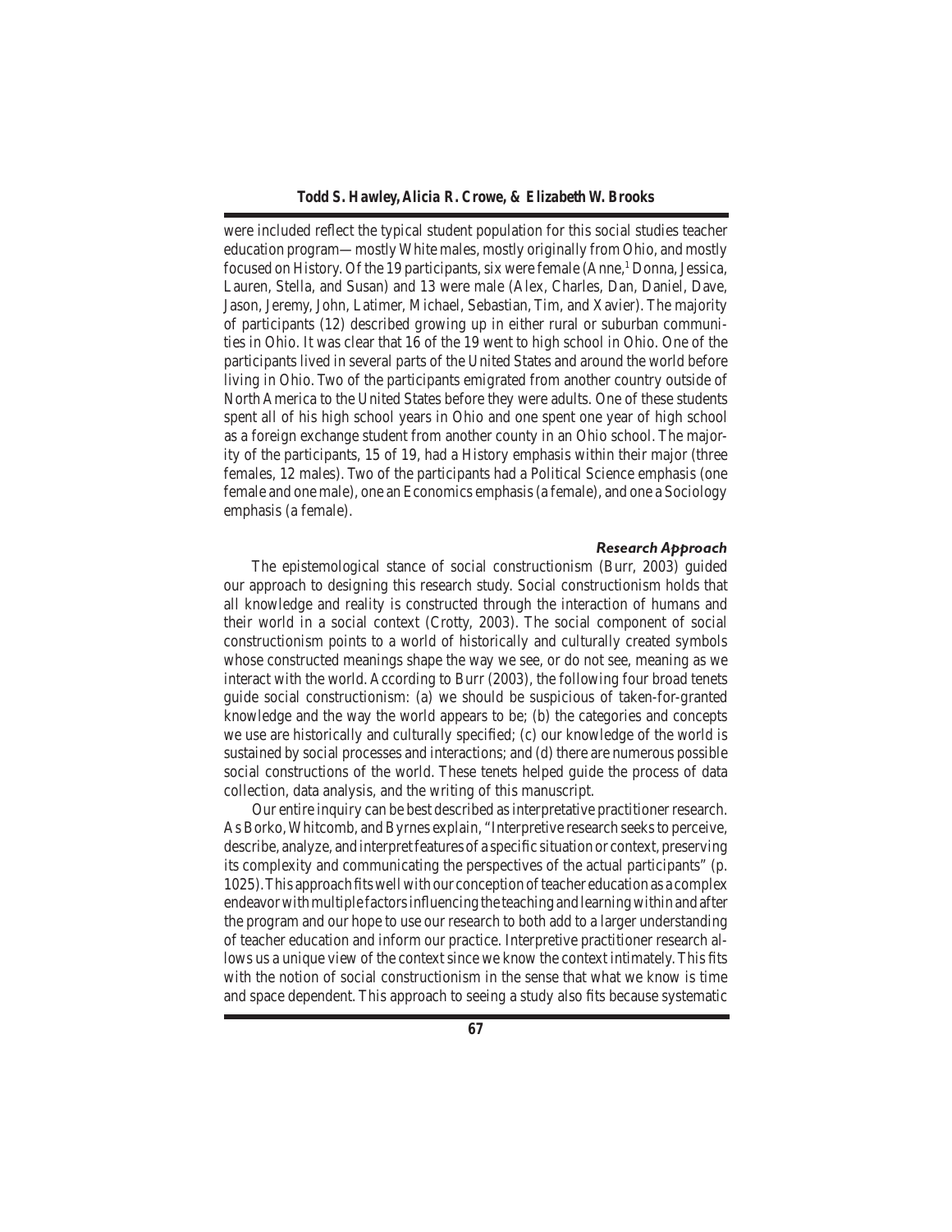were included reflect the typical student population for this social studies teacher education program—mostly White males, mostly originally from Ohio, and mostly focused on History. Of the 19 participants, six were female (Anne,[1] Donna, Jessica, Lauren, Stella, and Susan) and 13 were male (Alex, Charles, Dan, Daniel, Dave, Jason, Jeremy, John, Latimer, Michael, Sebastian, Tim, and Xavier). The majority of participants (12) described growing up in either rural or suburban communities in Ohio. It was clear that 16 of the 19 went to high school in Ohio. One of the participants lived in several parts of the United States and around the world before living in Ohio. Two of the participants emigrated from another country outside of North America to the United States before they were adults. One of these students spent all of his high school years in Ohio and one spent one year of high school as a foreign exchange student from another county in an Ohio school. The majority of the participants, 15 of 19, had a History emphasis within their major (three females, 12 males). Two of the participants had a Political Science emphasis (one female and one male), one an Economics emphasis (a female), and one a Sociology emphasis (a female).

### *Research Approach*

The epistemological stance of social constructionism (Burr, 2003) guided our approach to designing this research study. Social constructionism holds that all knowledge and reality is constructed through the interaction of humans and their world in a social context (Crotty, 2003). The social component of social constructionism points to a world of historically and culturally created symbols whose constructed meanings shape the way we see, or do not see, meaning as we interact with the world. According to Burr (2003), the following four broad tenets guide social constructionism: (a) we should be suspicious of taken-for-granted knowledge and the way the world appears to be; (b) the categories and concepts we use are historically and culturally specified; (c) our knowledge of the world is sustained by social processes and interactions; and (d) there are numerous possible social constructions of the world. These tenets helped guide the process of data collection, data analysis, and the writing of this manuscript.

Our entire inquiry can be best described as interpretative practitioner research. As Borko, Whitcomb, and Byrnes explain, "Interpretive research seeks to perceive, describe, analyze, and interpret features of a specific situation or context, preserving its complexity and communicating the perspectives of the actual participants" (p. 1025). This approach fits well with our conception of teacher education as a complex endeavor with multiple factors influencing the teaching and learning within and after the program and our hope to use our research to both add to a larger understanding of teacher education and inform our practice. Interpretive practitioner research allows us a unique view of the context since we know the context intimately. This fits with the notion of social constructionism in the sense that what we know is time and space dependent. This approach to seeing a study also fits because systematic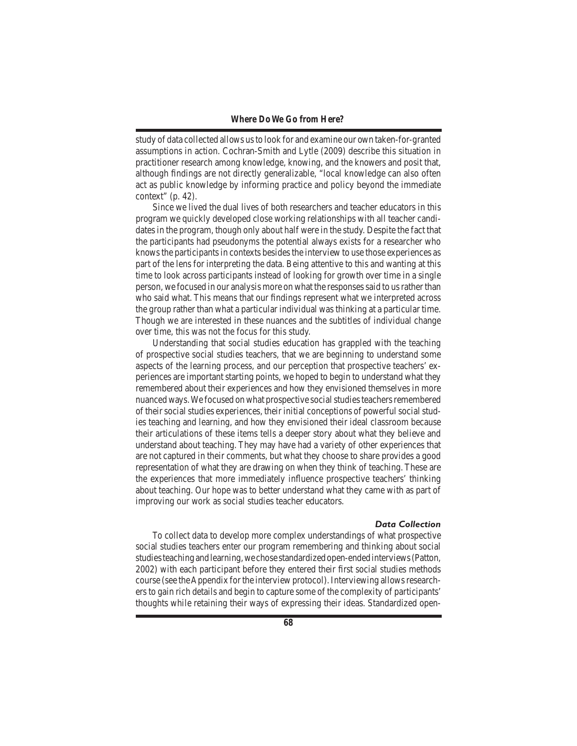study of data collected allows us to look for and examine our own taken-for-granted assumptions in action. Cochran-Smith and Lytle (2009) describe this situation in practitioner research among knowledge, knowing, and the knowers and posit that, although findings are not directly generalizable, "local knowledge can also often act as public knowledge by informing practice and policy beyond the immediate context" (p. 42).

Since we lived the dual lives of both researchers and teacher educators in this program we quickly developed close working relationships with all teacher candidates in the program, though only about half were in the study. Despite the fact that the participants had pseudonyms the potential always exists for a researcher who knows the participants in contexts besides the interview to use those experiences as part of the lens for interpreting the data. Being attentive to this and wanting at this time to look across participants instead of looking for growth over time in a single person, we focused in our analysis more on what the responses said to us rather than who said what. This means that our findings represent what we interpreted across the group rather than what a particular individual was thinking at a particular time. Though we are interested in these nuances and the subtitles of individual change over time, this was not the focus for this study.

Understanding that social studies education has grappled with the teaching of prospective social studies teachers, that we are beginning to understand some aspects of the learning process, and our perception that prospective teachers' experiences are important starting points, we hoped to begin to understand what they remembered about their experiences and how they envisioned themselves in more nuanced ways. We focused on what prospective social studies teachers remembered of their social studies experiences, their initial conceptions of powerful social studies teaching and learning, and how they envisioned their ideal classroom because their articulations of these items tells a deeper story about what they believe and understand about teaching. They may have had a variety of other experiences that are not captured in their comments, but what they choose to share provides a good representation of what they are drawing on when they think of teaching. These are the experiences that more immediately influence prospective teachers' thinking about teaching. Our hope was to better understand what they came with as part of improving our work as social studies teacher educators.

### *Data Collection*

To collect data to develop more complex understandings of what prospective social studies teachers enter our program remembering and thinking about social studies teaching and learning, we chose standardized open-ended interviews (Patton, 2002) with each participant before they entered their first social studies methods course (see the Appendix for the interview protocol). Interviewing allows researchers to gain rich details and begin to capture some of the complexity of participants' thoughts while retaining their ways of expressing their ideas. Standardized open-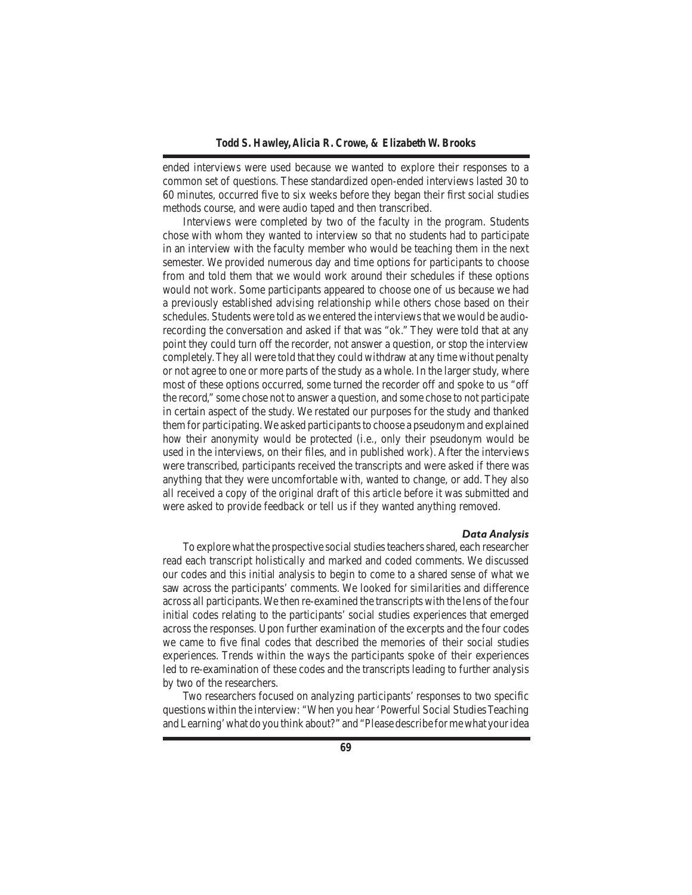ended interviews were used because we wanted to explore their responses to a common set of questions. These standardized open-ended interviews lasted 30 to 60 minutes, occurred five to six weeks before they began their first social studies methods course, and were audio taped and then transcribed.

Interviews were completed by two of the faculty in the program. Students chose with whom they wanted to interview so that no students had to participate in an interview with the faculty member who would be teaching them in the next semester. We provided numerous day and time options for participants to choose from and told them that we would work around their schedules if these options would not work. Some participants appeared to choose one of us because we had a previously established advising relationship while others chose based on their schedules. Students were told as we entered the interviews that we would be audio-recording the conversation and asked if that was "ok." They were told that at any point they could turn off the recorder, not answer a question, or stop the interview completely. They all were told that they could withdraw at any time without penalty or not agree to one or more parts of the study as a whole. In the larger study, where most of these options occurred, some turned the recorder off and spoke to us "off the record," some chose not to answer a question, and some chose to not participate in certain aspect of the study. We restated our purposes for the study and thanked them for participating. We asked participants to choose a pseudonym and explained how their anonymity would be protected (i.e., only their pseudonym would be used in the interviews, on their files, and in published work). After the interviews were transcribed, participants received the transcripts and were asked if there was anything that they were uncomfortable with, wanted to change, or add. They also all received a copy of the original draft of this article before it was submitted and were asked to provide feedback or tell us if they wanted anything removed.

### *Data Analysis*

To explore what the prospective social studies teachers shared, each researcher read each transcript holistically and marked and coded comments. We discussed our codes and this initial analysis to begin to come to a shared sense of what we saw across the participants' comments. We looked for similarities and difference across all participants. We then re-examined the transcripts with the lens of the four initial codes relating to the participants' social studies experiences that emerged across the responses. Upon further examination of the excerpts and the four codes we came to five final codes that described the memories of their social studies experiences. Trends within the ways the participants spoke of their experiences led to re-examination of these codes and the transcripts leading to further analysis by two of the researchers.

Two researchers focused on analyzing participants' responses to two specific questions within the interview: "When you hear 'Powerful Social Studies Teaching and Learning' what do you think about?" and "Please describe for me what your idea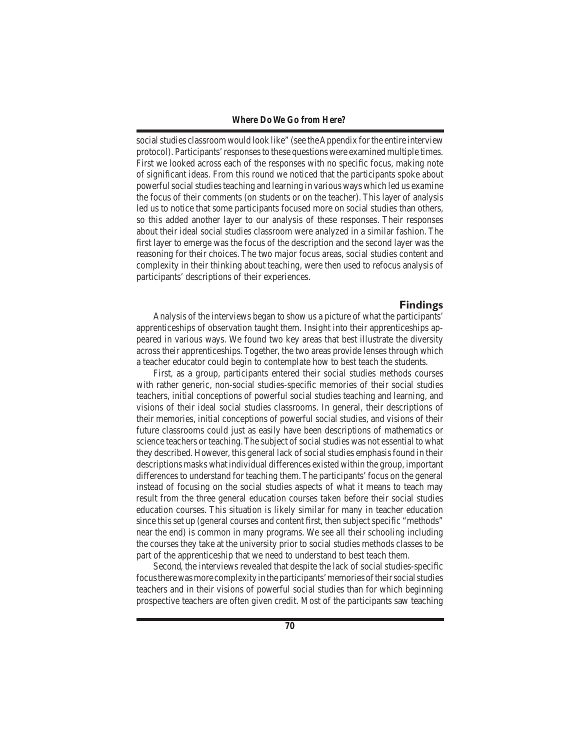social studies classroom would look like" (see the Appendix for the entire interview protocol). Participants' responses to these questions were examined multiple times. First we looked across each of the responses with no specific focus, making note of significant ideas. From this round we noticed that the participants spoke about powerful social studies teaching and learning in various ways which led us examine the focus of their comments (on students or on the teacher). This layer of analysis led us to notice that some participants focused more on social studies than others, so this added another layer to our analysis of these responses. Their responses about their ideal social studies classroom were analyzed in a similar fashion. The first layer to emerge was the focus of the description and the second layer was the reasoning for their choices. The two major focus areas, social studies content and complexity in their thinking about teaching, were then used to refocus analysis of participants' descriptions of their experiences.

## Findings

Analysis of the interviews began to show us a picture of what the participants' apprenticeships of observation taught them. Insight into their apprenticeships appeared in various ways. We found two key areas that best illustrate the diversity across their apprenticeships. Together, the two areas provide lenses through which a teacher educator could begin to contemplate how to best teach the students.

First, as a group, participants entered their social studies methods courses with rather generic, non-social studies-specific memories of their social studies teachers, initial conceptions of powerful social studies teaching and learning, and visions of their ideal social studies classrooms. In general, their descriptions of their memories, initial conceptions of powerful social studies, and visions of their future classrooms could just as easily have been descriptions of mathematics or science teachers or teaching. The subject of social studies was not essential to what they described. However, this general lack of social studies emphasis found in their descriptions masks what individual differences existed within the group, important differences to understand for teaching them. The participants' focus on the general instead of focusing on the social studies aspects of what it means to teach may result from the three general education courses taken before their social studies education courses. This situation is likely similar for many in teacher education since this set up (general courses and content first, then subject specific "methods" near the end) is common in many programs. We see all their schooling including the courses they take at the university prior to social studies methods classes to be part of the apprenticeship that we need to understand to best teach them.

Second, the interviews revealed that despite the lack of social studies-specific focus there was more complexity in the participants' memories of their social studies teachers and in their visions of powerful social studies than for which beginning prospective teachers are often given credit. Most of the participants saw teaching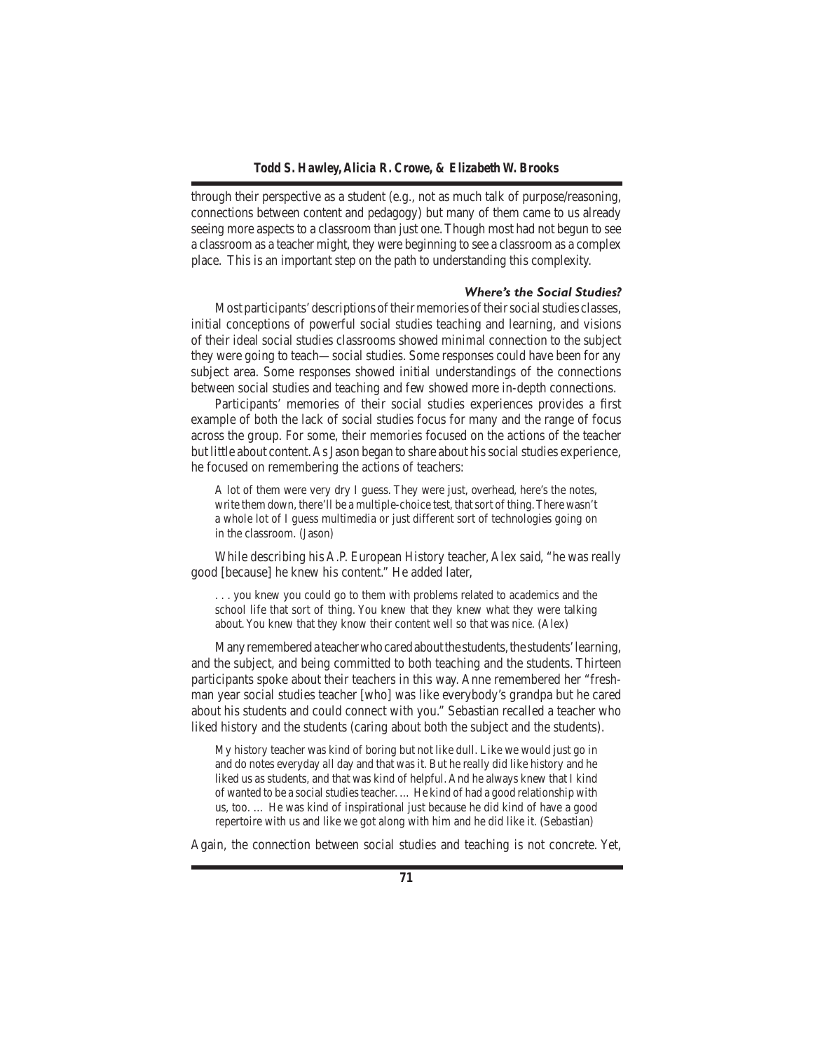through their perspective as a student (e.g., not as much talk of purpose/reasoning, connections between content and pedagogy) but many of them came to us already seeing more aspects to a classroom than just one. Though most had not begun to see a classroom as a teacher might, they were beginning to see a classroom as a complex place. This is an important step on the path to understanding this complexity.

#### *Where's the Social Studies?*

Most participants' descriptions of their memories of their social studies classes, initial conceptions of powerful social studies teaching and learning, and visions of their ideal social studies classrooms showed minimal connection to the subject they were going to teach—social studies. Some responses could have been for any subject area. Some responses showed initial understandings of the connections between social studies and teaching and few showed more in-depth connections.

Participants' memories of their social studies experiences provides a first example of both the lack of social studies focus for many and the range of focus across the group. For some, their memories focused on the actions of the teacher but little about content. As Jason began to share about his social studies experience, he focused on remembering the actions of teachers:

> A lot of them were very dry I guess. They were just, overhead, here's the notes, write them down, there'll be a multiple-choice test, that sort of thing. There wasn't a whole lot of I guess multimedia or just different sort of technologies going on in the classroom. (Jason)

While describing his A.P. European History teacher, Alex said, "he was really good [because] he knew his content." He added later,

> . . . you knew you could go to them with problems related to academics and the school life that sort of thing. You knew that they knew what they were talking about. You knew that they know their content well so that was nice. (Alex)

Many remembered a teacher who cared about the students, the students' learning, and the subject, and being committed to both teaching and the students. Thirteen participants spoke about their teachers in this way. Anne remembered her "freshman year social studies teacher [who] was like everybody's grandpa but he cared about his students and could connect with you." Sebastian recalled a teacher who liked history and the students (caring about both the subject and the students).

> My history teacher was kind of boring but not like dull. Like we would just go in and do notes everyday all day and that was it. But he really did like history and he liked us as students, and that was kind of helpful. And he always knew that I kind of wanted to be a social studies teacher. … He kind of had a good relationship with us, too. … He was kind of inspirational just because he did kind of have a good repertoire with us and like we got along with him and he did like it. (Sebastian)

Again, the connection between social studies and teaching is not concrete. Yet,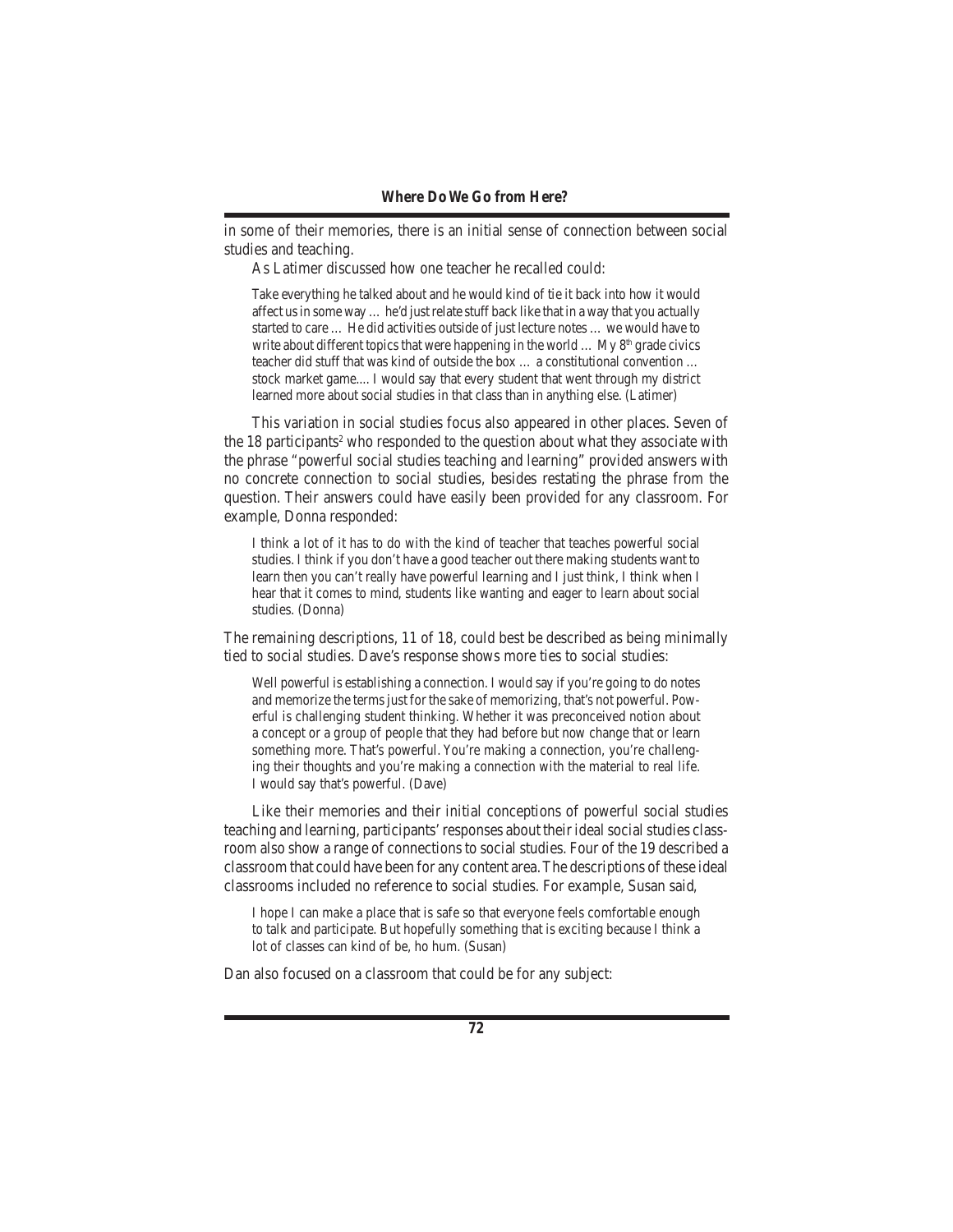in some of their memories, there is an initial sense of connection between social studies and teaching.

As Latimer discussed how one teacher he recalled could:

> Take everything he talked about and he would kind of tie it back into how it would affect us in some way … he'd just relate stuff back like that in a way that you actually started to care … He did activities outside of just lecture notes … we would have to write about different topics that were happening in the world … My 8th grade civics teacher did stuff that was kind of outside the box … a constitutional convention … stock market game.... I would say that every student that went through my district learned more about social studies in that class than in anything else. (Latimer)

This variation in social studies focus also appeared in other places. Seven of the 18 participants[2] who responded to the question about what they associate with the phrase "powerful social studies teaching and learning" provided answers with no concrete connection to social studies, besides restating the phrase from the question. Their answers could have easily been provided for any classroom. For example, Donna responded:

> I think a lot of it has to do with the kind of teacher that teaches powerful social studies. I think if you don't have a good teacher out there making students want to learn then you can't really have powerful learning and I just think, I think when I hear that it comes to mind, students like wanting and eager to learn about social studies. (Donna)

The remaining descriptions, 11 of 18, could best be described as being minimally tied to social studies. Dave's response shows more ties to social studies:

> Well powerful is establishing a connection. I would say if you're going to do notes and memorize the terms just for the sake of memorizing, that's not powerful. Powerful is challenging student thinking. Whether it was preconceived notion about a concept or a group of people that they had before but now change that or learn something more. That's powerful. You're making a connection, you're challenging their thoughts and you're making a connection with the material to real life. I would say that's powerful. (Dave)

Like their memories and their initial conceptions of powerful social studies teaching and learning, participants' responses about their ideal social studies classroom also show a range of connections to social studies. Four of the 19 described a classroom that could have been for any content area. The descriptions of these ideal classrooms included no reference to social studies. For example, Susan said,

> I hope I can make a place that is safe so that everyone feels comfortable enough to talk and participate. But hopefully something that is exciting because I think a lot of classes can kind of be, ho hum. (Susan)

Dan also focused on a classroom that could be for any subject: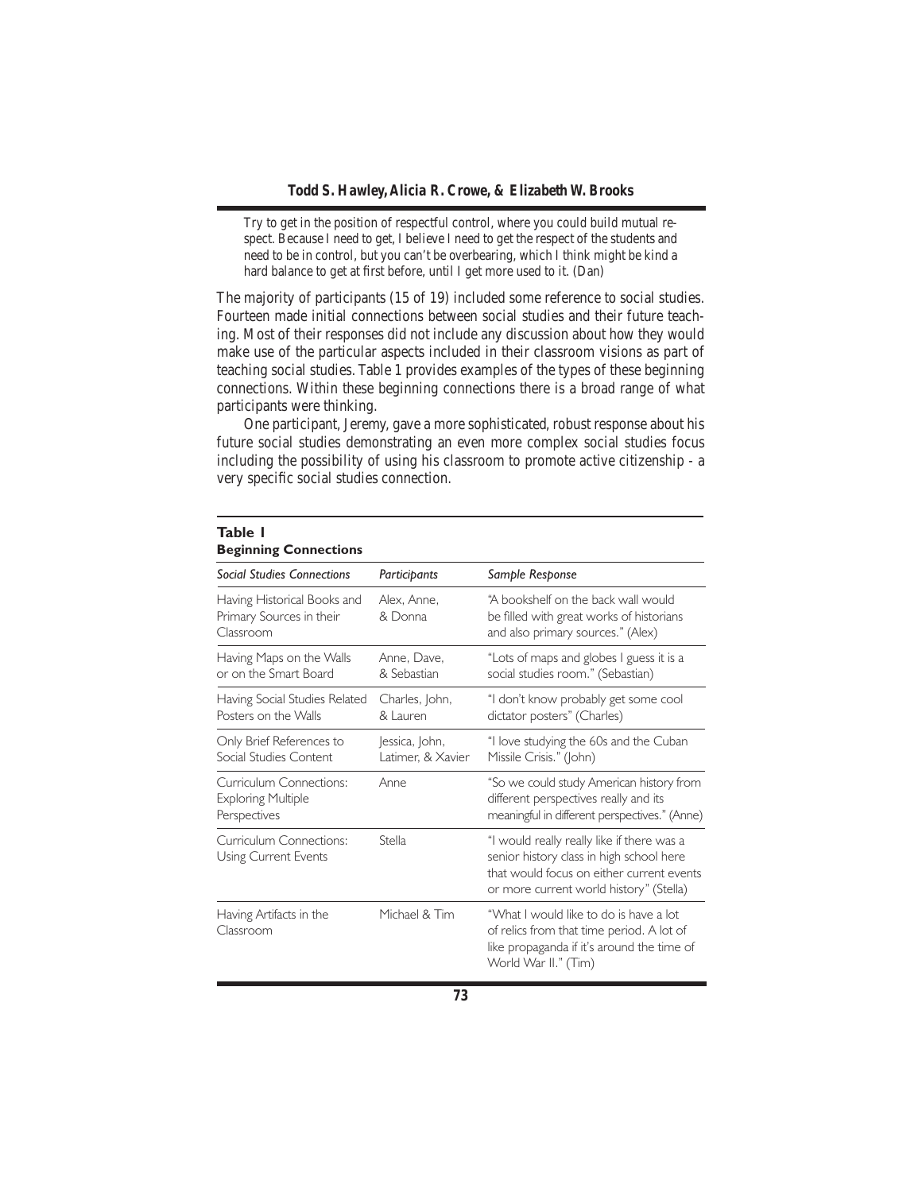> Try to get in the position of respectful control, where you could build mutual respect. Because I need to get, I believe I need to get the respect of the students and need to be in control, but you can't be overbearing, which I think might be kind a hard balance to get at first before, until I get more used to it. (Dan)

The majority of participants (15 of 19) included some reference to social studies. Fourteen made initial connections between social studies and their future teaching. Most of their responses did not include any discussion about how they would make use of the particular aspects included in their classroom visions as part of teaching social studies. Table 1 provides examples of the types of these beginning connections. Within these beginning connections there is a broad range of what participants were thinking.

One participant, Jeremy, gave a more sophisticated, robust response about his future social studies demonstrating an even more complex social studies focus including the possibility of using his classroom to promote active citizenship - a very specific social studies connection.

**Table 1**
**Beginning Connections**

| *Social Studies Connections* | *Participants* | *Sample Response* |
|---|---|---|
| Having Historical Books and Primary Sources in their Classroom | Alex, Anne, & Donna | "A bookshelf on the back wall would be filled with great works of historians and also primary sources." (Alex) |
| Having Maps on the Walls or on the Smart Board | Anne, Dave, & Sebastian | "Lots of maps and globes I guess it is a social studies room." (Sebastian) |
| Having Social Studies Related Posters on the Walls | Charles, John, & Lauren | "I don't know probably get some cool dictator posters" (Charles) |
| Only Brief References to Social Studies Content | Jessica, John, Latimer, & Xavier | "I love studying the 60s and the Cuban Missile Crisis." (John) |
| Curriculum Connections: Exploring Multiple Perspectives | Anne | "So we could study American history from different perspectives really and its meaningful in different perspectives." (Anne) |
| Curriculum Connections: Using Current Events | Stella | "I would really really like if there was a senior history class in high school here that would focus on either current events or more current world history" (Stella) |
| Having Artifacts in the Classroom | Michael & Tim | "What I would like to do is have a lot of relics from that time period. A lot of like propaganda if it's around the time of World War II." (Tim) |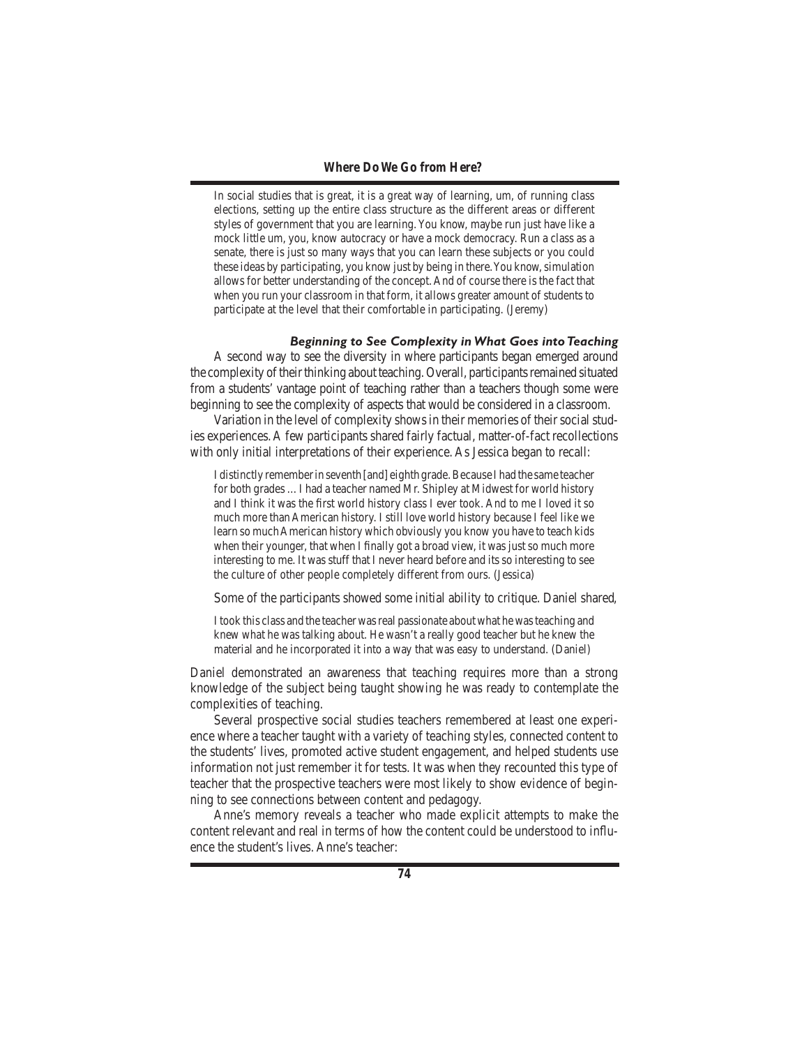> In social studies that is great, it is a great way of learning, um, of running class elections, setting up the entire class structure as the different areas or different styles of government that you are learning. You know, maybe run just have like a mock little um, you, know autocracy or have a mock democracy. Run a class as a senate, there is just so many ways that you can learn these subjects or you could these ideas by participating, you know just by being in there. You know, simulation allows for better understanding of the concept. And of course there is the fact that when you run your classroom in that form, it allows greater amount of students to participate at the level that their comfortable in participating. (Jeremy)

#### *Beginning to See Complexity in What Goes into Teaching*

A second way to see the diversity in where participants began emerged around the complexity of their thinking about teaching. Overall, participants remained situated from a students' vantage point of teaching rather than a teachers though some were beginning to see the complexity of aspects that would be considered in a classroom.

Variation in the level of complexity shows in their memories of their social studies experiences. A few participants shared fairly factual, matter-of-fact recollections with only initial interpretations of their experience. As Jessica began to recall:

> I distinctly remember in seventh [and] eighth grade. Because I had the same teacher for both grades ... I had a teacher named Mr. Shipley at Midwest for world history and I think it was the first world history class I ever took. And to me I loved it so much more than American history. I still love world history because I feel like we learn so much American history which obviously you know you have to teach kids when their younger, that when I finally got a broad view, it was just so much more interesting to me. It was stuff that I never heard before and its so interesting to see the culture of other people completely different from ours. (Jessica)

Some of the participants showed some initial ability to critique. Daniel shared,

> I took this class and the teacher was real passionate about what he was teaching and knew what he was talking about. He wasn't a really good teacher but he knew the material and he incorporated it into a way that was easy to understand. (Daniel)

Daniel demonstrated an awareness that teaching requires more than a strong knowledge of the subject being taught showing he was ready to contemplate the complexities of teaching.

Several prospective social studies teachers remembered at least one experience where a teacher taught with a variety of teaching styles, connected content to the students' lives, promoted active student engagement, and helped students use information not just remember it for tests. It was when they recounted this type of teacher that the prospective teachers were most likely to show evidence of beginning to see connections between content and pedagogy.

Anne's memory reveals a teacher who made explicit attempts to make the content relevant and real in terms of how the content could be understood to influence the student's lives. Anne's teacher: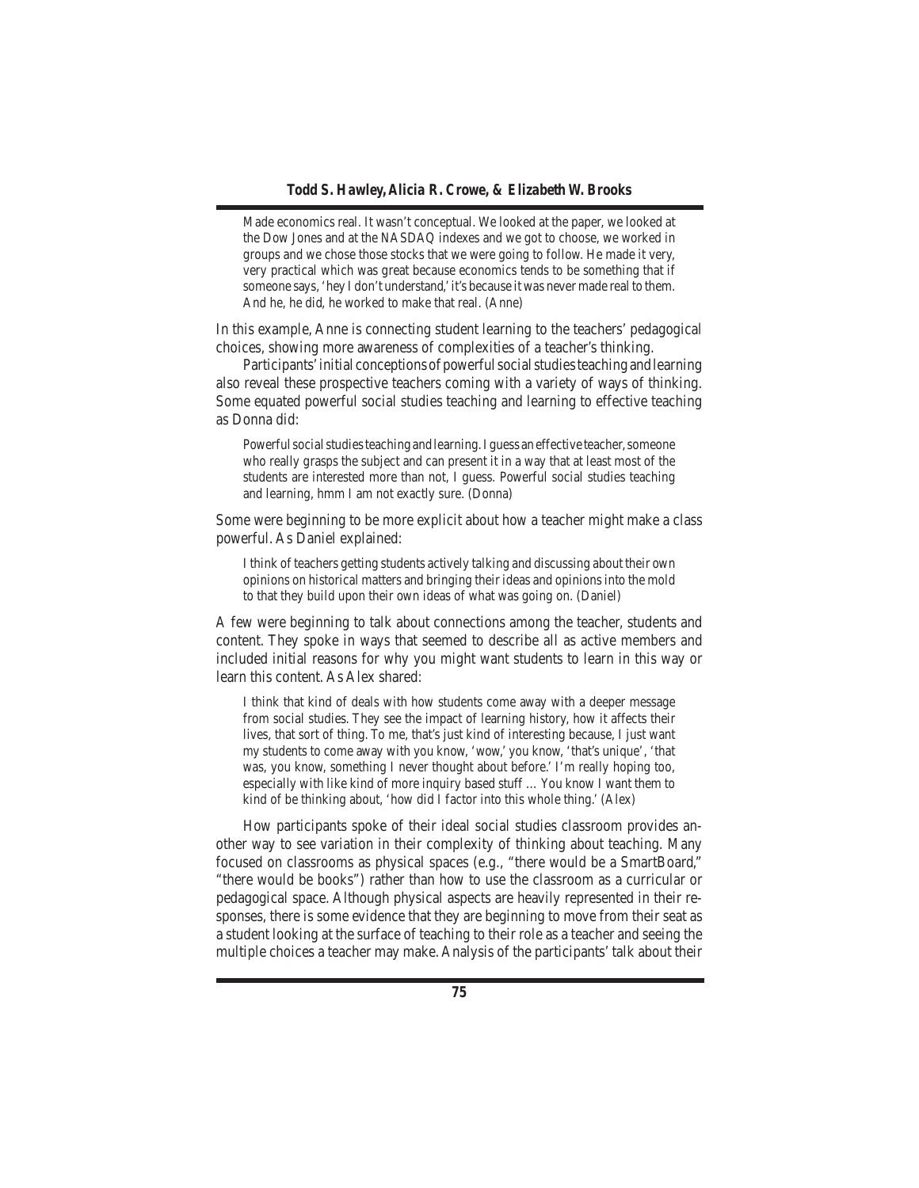> Made economics real. It wasn't conceptual. We looked at the paper, we looked at the Dow Jones and at the NASDAQ indexes and we got to choose, we worked in groups and we chose those stocks that we were going to follow. He made it very, very practical which was great because economics tends to be something that if someone says, 'hey I don't understand,' it's because it was never made real to them. And he, he did, he worked to make that real. (Anne)

In this example, Anne is connecting student learning to the teachers' pedagogical choices, showing more awareness of complexities of a teacher's thinking.

Participants' initial conceptions of powerful social studies teaching and learning also reveal these prospective teachers coming with a variety of ways of thinking. Some equated powerful social studies teaching and learning to effective teaching as Donna did:

> Powerful social studies teaching and learning. I guess an effective teacher, someone who really grasps the subject and can present it in a way that at least most of the students are interested more than not, I guess. Powerful social studies teaching and learning, hmm I am not exactly sure. (Donna)

Some were beginning to be more explicit about how a teacher might make a class powerful. As Daniel explained:

> I think of teachers getting students actively talking and discussing about their own opinions on historical matters and bringing their ideas and opinions into the mold to that they build upon their own ideas of what was going on. (Daniel)

A few were beginning to talk about connections among the teacher, students and content. They spoke in ways that seemed to describe all as active members and included initial reasons for why you might want students to learn in this way or learn this content. As Alex shared:

> I think that kind of deals with how students come away with a deeper message from social studies. They see the impact of learning history, how it affects their lives, that sort of thing. To me, that's just kind of interesting because, I just want my students to come away with you know, 'wow,' you know, 'that's unique', 'that was, you know, something I never thought about before.' I'm really hoping too, especially with like kind of more inquiry based stuff … You know I want them to kind of be thinking about, 'how did I factor into this whole thing.' (Alex)

How participants spoke of their ideal social studies classroom provides another way to see variation in their complexity of thinking about teaching. Many focused on classrooms as physical spaces (e.g., "there would be a SmartBoard," "there would be books") rather than how to use the classroom as a curricular or pedagogical space. Although physical aspects are heavily represented in their responses, there is some evidence that they are beginning to move from their seat as a student looking at the surface of teaching to their role as a teacher and seeing the multiple choices a teacher may make. Analysis of the participants' talk about their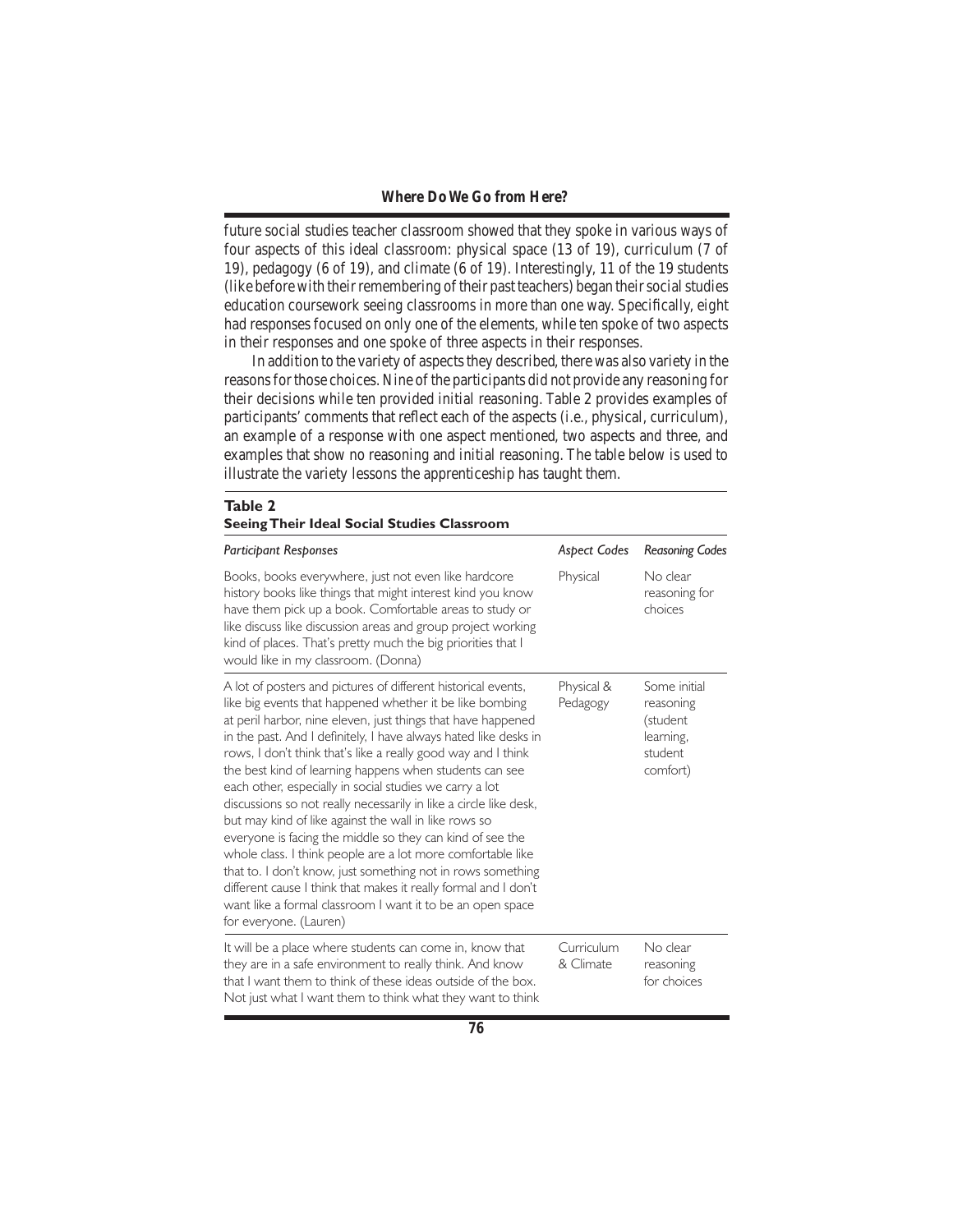future social studies teacher classroom showed that they spoke in various ways of four aspects of this ideal classroom: physical space (13 of 19), curriculum (7 of 19), pedagogy (6 of 19), and climate (6 of 19). Interestingly, 11 of the 19 students (like before with their remembering of their past teachers) began their social studies education coursework seeing classrooms in more than one way. Specifically, eight had responses focused on only one of the elements, while ten spoke of two aspects in their responses and one spoke of three aspects in their responses.

In addition to the variety of aspects they described, there was also variety in the reasons for those choices. Nine of the participants did not provide any reasoning for their decisions while ten provided initial reasoning. Table 2 provides examples of participants' comments that reflect each of the aspects (i.e., physical, curriculum), an example of a response with one aspect mentioned, two aspects and three, and examples that show no reasoning and initial reasoning. The table below is used to illustrate the variety lessons the apprenticeship has taught them.

**Table 2**
**Seeing Their Ideal Social Studies Classroom**

| *Participant Responses* | *Aspect Codes* | *Reasoning Codes* |
|---|---|---|
| Books, books everywhere, just not even like hardcore history books like things that might interest kind you know have them pick up a book. Comfortable areas to study or like discuss like discussion areas and group project working kind of places. That's pretty much the big priorities that I would like in my classroom. (Donna) | Physical | No clear reasoning for choices |
| A lot of posters and pictures of different historical events, like big events that happened whether it be like bombing at peril harbor, nine eleven, just things that have happened in the past. And I definitely, I have always hated like desks in rows, I don't think that's like a really good way and I think the best kind of learning happens when students can see each other, especially in social studies we carry a lot discussions so not really necessarily in like a circle like desk, but may kind of like against the wall in like rows so everyone is facing the middle so they can kind of see the whole class. I think people are a lot more comfortable like that to. I don't know, just something not in rows something different cause I think that makes it really formal and I don't want like a formal classroom I want it to be an open space for everyone. (Lauren) | Physical & Pedagogy | Some initial reasoning (student learning, student comfort) |
| It will be a place where students can come in, know that they are in a safe environment to really think. And know that I want them to think of these ideas outside of the box. Not just what I want them to think what they want to think | Curriculum & Climate | No clear reasoning for choices |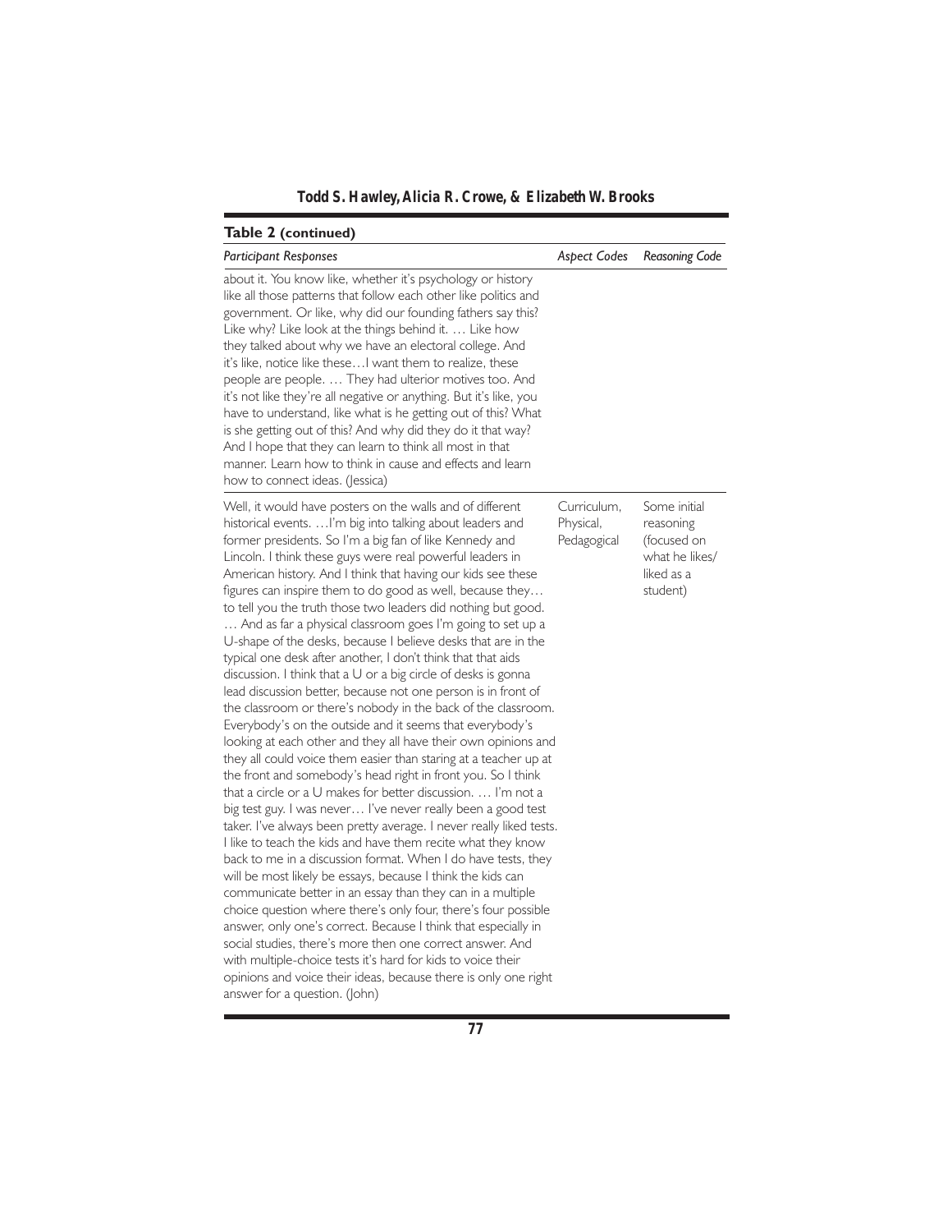**Table 2 (continued)**

| *Participant Responses* | *Aspect Codes* | *Reasoning Code* |
|---|---|---|
| about it. You know like, whether it's psychology or history like all those patterns that follow each other like politics and government. Or like, why did our founding fathers say this? Like why? Like look at the things behind it. … Like how they talked about why we have an electoral college. And it's like, notice like these…I want them to realize, these people are people. … They had ulterior motives too. And it's not like they're all negative or anything. But it's like, you have to understand, like what is he getting out of this? What is she getting out of this? And why did they do it that way? And I hope that they can learn to think all most in that manner. Learn how to think in cause and effects and learn how to connect ideas. (Jessica) | | |
| Well, it would have posters on the walls and of different historical events. …I'm big into talking about leaders and former presidents. So I'm a big fan of like Kennedy and Lincoln. I think these guys were real powerful leaders in American history. And I think that having our kids see these figures can inspire them to do good as well, because they… to tell you the truth those two leaders did nothing but good. … And as far a physical classroom goes I'm going to set up a U-shape of the desks, because I believe desks that are in the typical one desk after another, I don't think that that aids discussion. I think that a U or a big circle of desks is gonna lead discussion better, because not one person is in front of the classroom or there's nobody in the back of the classroom. Everybody's on the outside and it seems that everybody's looking at each other and they all have their own opinions and they all could voice them easier than staring at a teacher up at the front and somebody's head right in front you. So I think that a circle or a U makes for better discussion. … I'm not a big test guy. I was never… I've never really been a good test taker. I've always been pretty average. I never really liked tests. I like to teach the kids and have them recite what they know back to me in a discussion format. When I do have tests, they will be most likely be essays, because I think the kids can communicate better in an essay than they can in a multiple choice question where there's only four, there's four possible answer, only one's correct. Because I think that especially in social studies, there's more then one correct answer. And with multiple-choice tests it's hard for kids to voice their opinions and voice their ideas, because there is only one right answer for a question. (John) | Curriculum, Physical, Pedagogical | Some initial reasoning (focused on what he likes/ liked as a student) |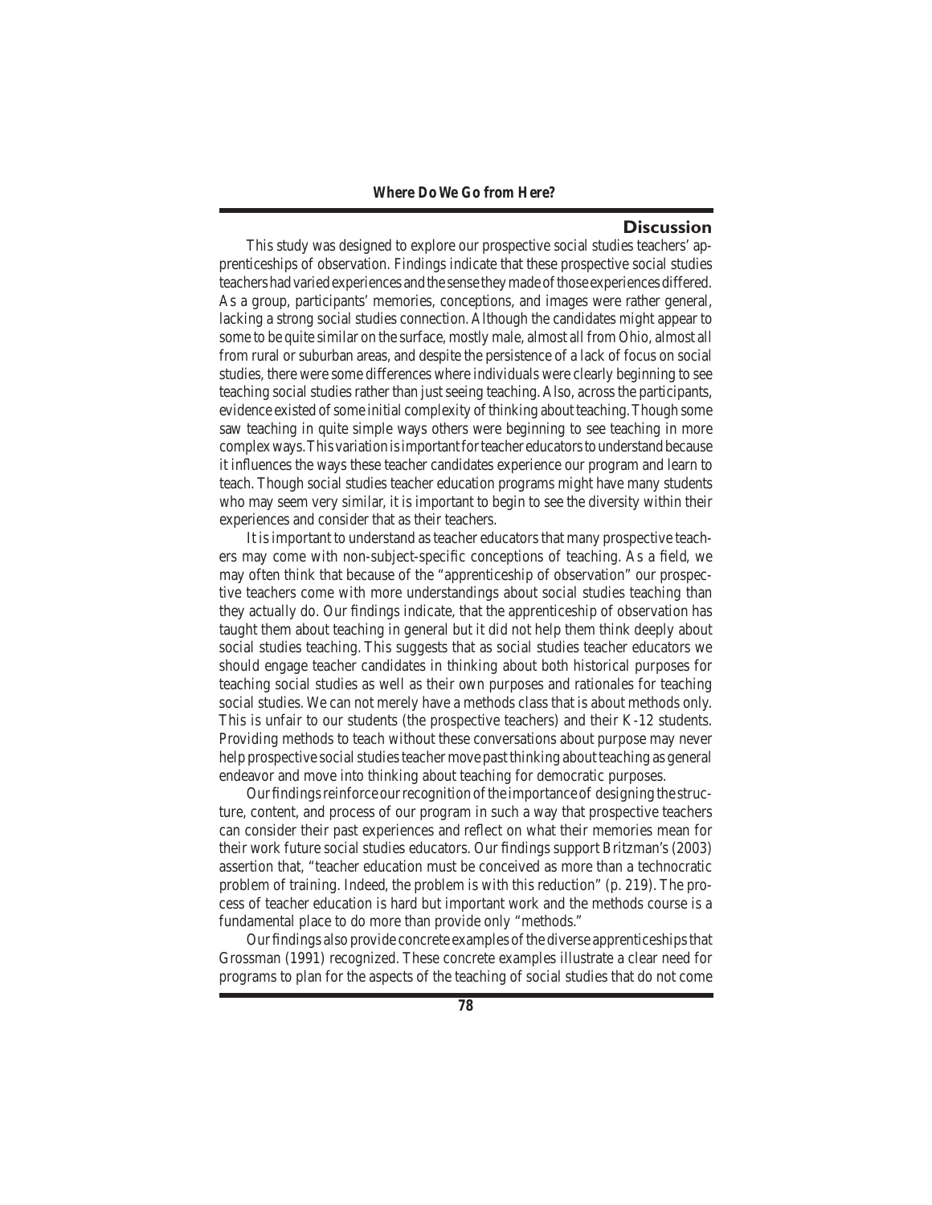## Discussion

This study was designed to explore our prospective social studies teachers' apprenticeships of observation. Findings indicate that these prospective social studies teachers had varied experiences and the sense they made of those experiences differed. As a group, participants' memories, conceptions, and images were rather general, lacking a strong social studies connection. Although the candidates might appear to some to be quite similar on the surface, mostly male, almost all from Ohio, almost all from rural or suburban areas, and despite the persistence of a lack of focus on social studies, there were some differences where individuals were clearly beginning to see teaching social studies rather than just seeing teaching. Also, across the participants, evidence existed of some initial complexity of thinking about teaching. Though some saw teaching in quite simple ways others were beginning to see teaching in more complex ways. This variation is important for teacher educators to understand because it influences the ways these teacher candidates experience our program and learn to teach. Though social studies teacher education programs might have many students who may seem very similar, it is important to begin to see the diversity within their experiences and consider that as their teachers.

It is important to understand as teacher educators that many prospective teachers may come with non-subject-specific conceptions of teaching. As a field, we may often think that because of the "apprenticeship of observation" our prospective teachers come with more understandings about social studies teaching than they actually do. Our findings indicate, that the apprenticeship of observation has taught them about teaching in general but it did not help them think deeply about social studies teaching. This suggests that as social studies teacher educators we should engage teacher candidates in thinking about both historical purposes for teaching social studies as well as their own purposes and rationales for teaching social studies. We can not merely have a methods class that is about methods only. This is unfair to our students (the prospective teachers) and their K-12 students. Providing methods to teach without these conversations about purpose may never help prospective social studies teacher move past thinking about teaching as general endeavor and move into thinking about teaching for democratic purposes.

Our findings reinforce our recognition of the importance of designing the structure, content, and process of our program in such a way that prospective teachers can consider their past experiences and reflect on what their memories mean for their work future social studies educators. Our findings support Britzman's (2003) assertion that, "teacher education must be conceived as more than a technocratic problem of training. Indeed, the problem is with this reduction" (p. 219). The process of teacher education is hard but important work and the methods course is a fundamental place to do more than provide only "methods."

Our findings also provide concrete examples of the diverse apprenticeships that Grossman (1991) recognized. These concrete examples illustrate a clear need for programs to plan for the aspects of the teaching of social studies that do not come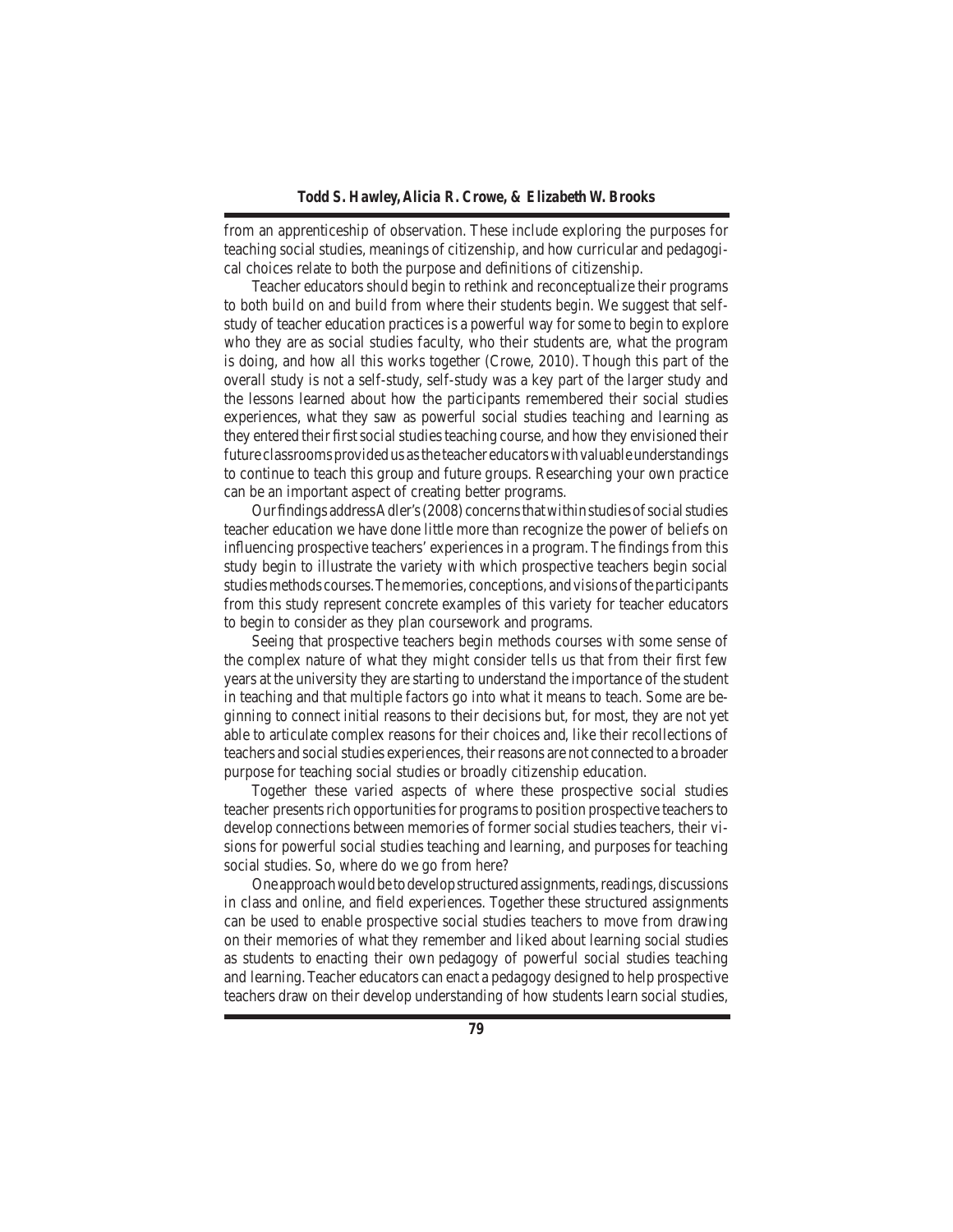from an apprenticeship of observation. These include exploring the purposes for teaching social studies, meanings of citizenship, and how curricular and pedagogical choices relate to both the purpose and definitions of citizenship.

Teacher educators should begin to rethink and reconceptualize their programs to both build on and build from where their students begin. We suggest that self-study of teacher education practices is a powerful way for some to begin to explore who they are as social studies faculty, who their students are, what the program is doing, and how all this works together (Crowe, 2010). Though this part of the overall study is not a self-study, self-study was a key part of the larger study and the lessons learned about how the participants remembered their social studies experiences, what they saw as powerful social studies teaching and learning as they entered their first social studies teaching course, and how they envisioned their future classrooms provided us as the teacher educators with valuable understandings to continue to teach this group and future groups. Researching your own practice can be an important aspect of creating better programs.

Our findings address Adler's (2008) concerns that within studies of social studies teacher education we have done little more than recognize the power of beliefs on influencing prospective teachers' experiences in a program. The findings from this study begin to illustrate the variety with which prospective teachers begin social studies methods courses. The memories, conceptions, and visions of the participants from this study represent concrete examples of this variety for teacher educators to begin to consider as they plan coursework and programs.

Seeing that prospective teachers begin methods courses with some sense of the complex nature of what they might consider tells us that from their first few years at the university they are starting to understand the importance of the student in teaching and that multiple factors go into what it means to teach. Some are beginning to connect initial reasons to their decisions but, for most, they are not yet able to articulate complex reasons for their choices and, like their recollections of teachers and social studies experiences, their reasons are not connected to a broader purpose for teaching social studies or broadly citizenship education.

Together these varied aspects of where these prospective social studies teacher presents rich opportunities for programs to position prospective teachers to develop connections between memories of former social studies teachers, their visions for powerful social studies teaching and learning, and purposes for teaching social studies. So, where do we go from here?

One approach would be to develop structured assignments, readings, discussions in class and online, and field experiences. Together these structured assignments can be used to enable prospective social studies teachers to move from drawing on their memories of what they remember and liked about learning social studies as students to enacting their own pedagogy of powerful social studies teaching and learning. Teacher educators can enact a pedagogy designed to help prospective teachers draw on their develop understanding of how students learn social studies,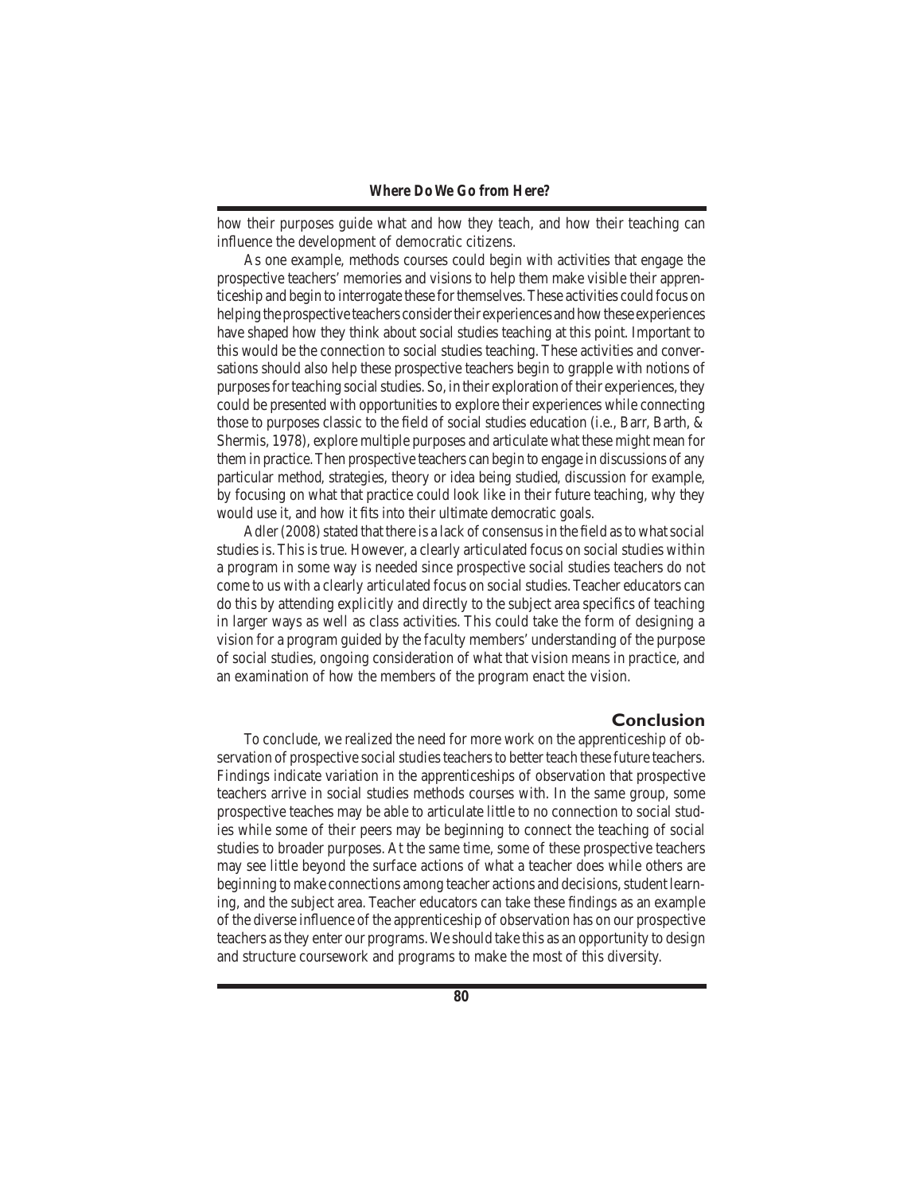how their purposes guide what and how they teach, and how their teaching can influence the development of democratic citizens.

As one example, methods courses could begin with activities that engage the prospective teachers' memories and visions to help them make visible their apprenticeship and begin to interrogate these for themselves. These activities could focus on helping the prospective teachers consider their experiences and how these experiences have shaped how they think about social studies teaching at this point. Important to this would be the connection to social studies teaching. These activities and conversations should also help these prospective teachers begin to grapple with notions of purposes for teaching social studies. So, in their exploration of their experiences, they could be presented with opportunities to explore their experiences while connecting those to purposes classic to the field of social studies education (i.e., Barr, Barth, & Shermis, 1978), explore multiple purposes and articulate what these might mean for them in practice. Then prospective teachers can begin to engage in discussions of any particular method, strategies, theory or idea being studied, discussion for example, by focusing on what that practice could look like in their future teaching, why they would use it, and how it fits into their ultimate democratic goals.

Adler (2008) stated that there is a lack of consensus in the field as to what social studies is. This is true. However, a clearly articulated focus on social studies within a program in some way is needed since prospective social studies teachers do not come to us with a clearly articulated focus on social studies. Teacher educators can do this by attending explicitly and directly to the subject area specifics of teaching in larger ways as well as class activities. This could take the form of designing a vision for a program guided by the faculty members' understanding of the purpose of social studies, ongoing consideration of what that vision means in practice, and an examination of how the members of the program enact the vision.

## Conclusion

To conclude, we realized the need for more work on the apprenticeship of observation of prospective social studies teachers to better teach these future teachers. Findings indicate variation in the apprenticeships of observation that prospective teachers arrive in social studies methods courses with. In the same group, some prospective teaches may be able to articulate little to no connection to social studies while some of their peers may be beginning to connect the teaching of social studies to broader purposes. At the same time, some of these prospective teachers may see little beyond the surface actions of what a teacher does while others are beginning to make connections among teacher actions and decisions, student learning, and the subject area. Teacher educators can take these findings as an example of the diverse influence of the apprenticeship of observation has on our prospective teachers as they enter our programs. We should take this as an opportunity to design and structure coursework and programs to make the most of this diversity.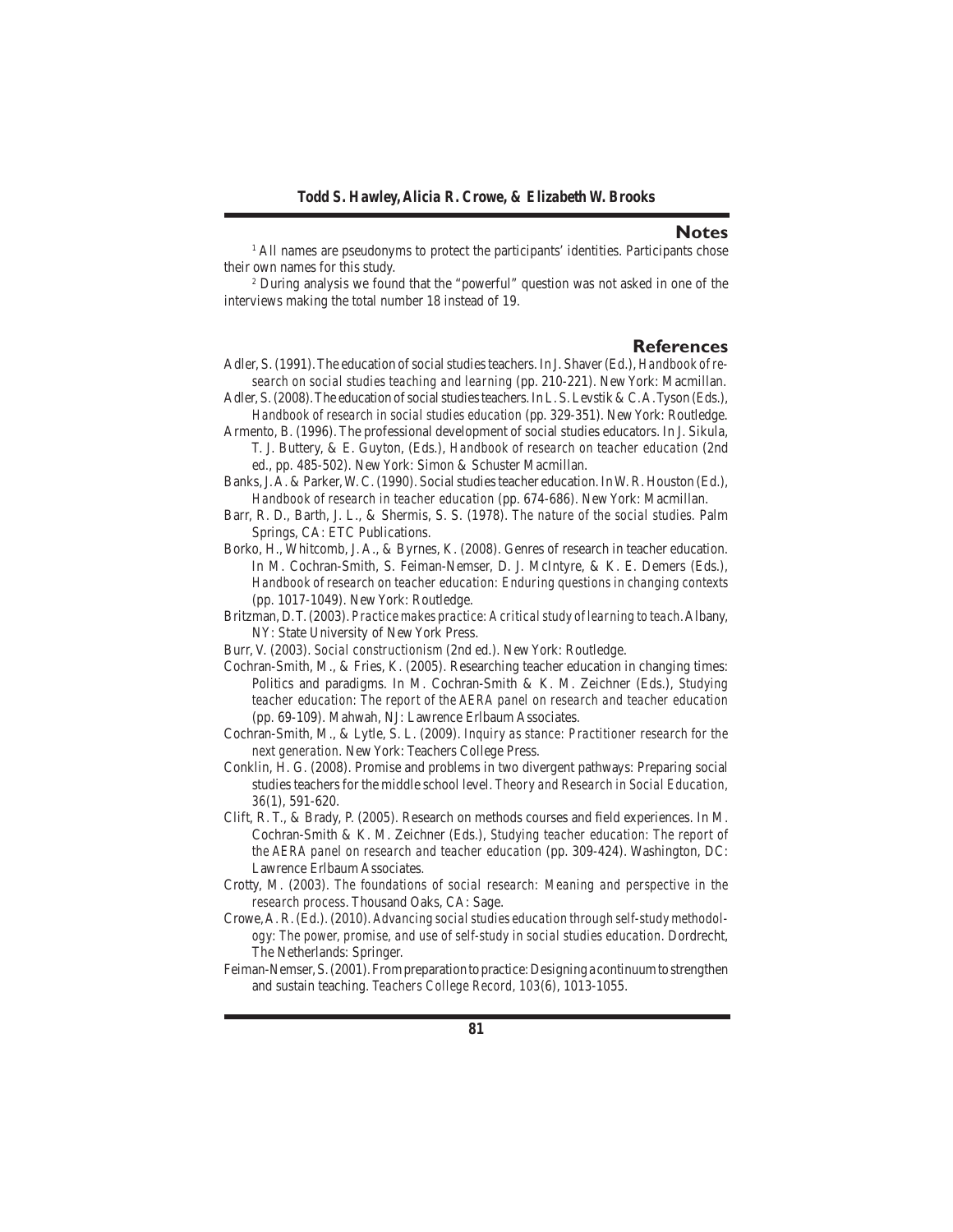## Notes

[1] All names are pseudonyms to protect the participants' identities. Participants chose their own names for this study.

[2] During analysis we found that the "powerful" question was not asked in one of the interviews making the total number 18 instead of 19.

## References

Adler, S. (1991). The education of social studies teachers. In J. Shaver (Ed.), *Handbook of research on social studies teaching and learning* (pp. 210-221). New York: Macmillan.

Adler, S. (2008). The education of social studies teachers. In L. S. Levstik & C. A. Tyson (Eds.), *Handbook of research in social studies education* (pp. 329-351). New York: Routledge.

Armento, B. (1996). The professional development of social studies educators. In J. Sikula, T. J. Buttery, & E. Guyton, (Eds.), *Handbook of research on teacher education* (2nd ed., pp. 485-502). New York: Simon & Schuster Macmillan.

Banks, J. A. & Parker, W. C. (1990). Social studies teacher education. In W. R. Houston (Ed.), *Handbook of research in teacher education* (pp. 674-686). New York: Macmillan.

Barr, R. D., Barth, J. L., & Shermis, S. S. (1978). *The nature of the social studies.* Palm Springs, CA: ETC Publications.

Borko, H., Whitcomb, J. A., & Byrnes, K. (2008). Genres of research in teacher education. In M. Cochran-Smith, S. Feiman-Nemser, D. J. McIntyre, & K. E. Demers (Eds.), *Handbook of research on teacher education: Enduring questions in changing contexts* (pp. 1017-1049). New York: Routledge.

Britzman, D. T. (2003). *Practice makes practice: A critical study of learning to teach.* Albany, NY: State University of New York Press.

Burr, V. (2003). *Social constructionism* (2nd ed.). New York: Routledge.

Cochran-Smith, M., & Fries, K. (2005). Researching teacher education in changing times: Politics and paradigms. In M. Cochran-Smith & K. M. Zeichner (Eds.), *Studying teacher education: The report of the AERA panel on research and teacher education* (pp. 69-109). Mahwah, NJ: Lawrence Erlbaum Associates.

Cochran-Smith, M., & Lytle, S. L. (2009). *Inquiry as stance: Practitioner research for the next generation.* New York: Teachers College Press.

Conklin, H. G. (2008). Promise and problems in two divergent pathways: Preparing social studies teachers for the middle school level. *Theory and Research in Social Education, 36*(1), 591-620.

Clift, R. T., & Brady, P. (2005). Research on methods courses and field experiences. In M. Cochran-Smith & K. M. Zeichner (Eds.), *Studying teacher education: The report of the AERA panel on research and teacher education* (pp. 309-424). Washington, DC: Lawrence Erlbaum Associates.

Crotty, M. (2003). *The foundations of social research: Meaning and perspective in the research process.* Thousand Oaks, CA: Sage.

Crowe, A. R. (Ed.). (2010). *Advancing social studies education through self-study methodology: The power, promise, and use of self-study in social studies education.* Dordrecht, The Netherlands: Springer.

Feiman-Nemser, S. (2001). From preparation to practice: Designing a continuum to strengthen and sustain teaching. *Teachers College Record, 103*(6), 1013-1055.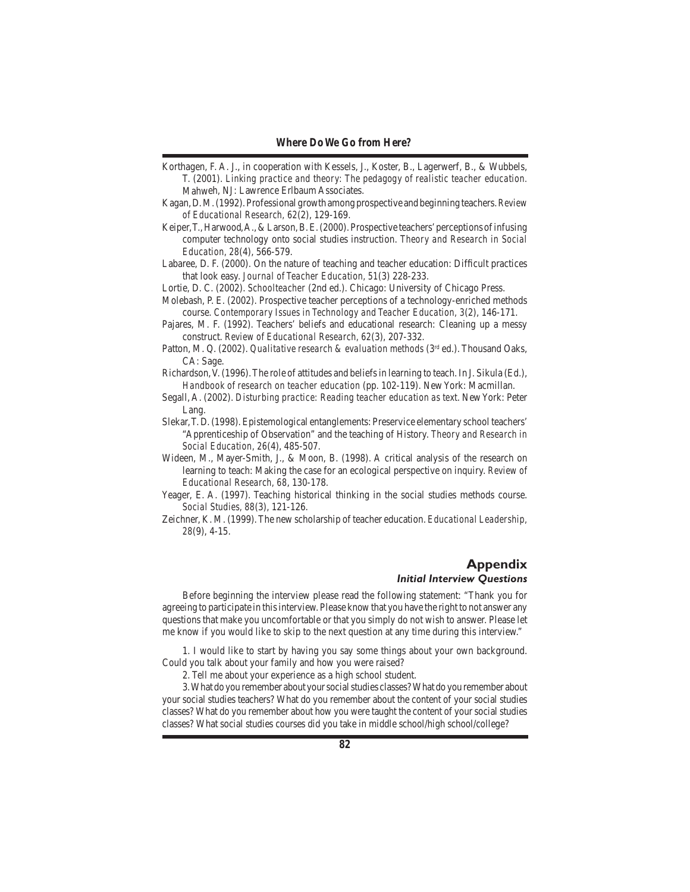Korthagen, F. A. J., in cooperation with Kessels, J., Koster, B., Lagerwerf, B., & Wubbels, T. (2001). *Linking practice and theory: The pedagogy of realistic teacher education.* Mahweh, NJ: Lawrence Erlbaum Associates.

Kagan, D. M. (1992). Professional growth among prospective and beginning teachers. *Review of Educational Research, 62*(2), 129-169.

Keiper, T., Harwood, A., & Larson, B. E. (2000). Prospective teachers' perceptions of infusing computer technology onto social studies instruction. *Theory and Research in Social Education, 28*(4), 566-579.

Labaree, D. F. (2000). On the nature of teaching and teacher education: Difficult practices that look easy. *Journal of Teacher Education, 51*(3) 228-233.

Lortie, D. C. (2002). *Schoolteacher* (2nd ed.). Chicago: University of Chicago Press.

Molebash, P. E. (2002). Prospective teacher perceptions of a technology-enriched methods course. *Contemporary Issues in Technology and Teacher Education, 3*(2), 146-171.

Pajares, M. F. (1992). Teachers' beliefs and educational research: Cleaning up a messy construct. *Review of Educational Research, 62*(3), 207-332.

Patton, M. Q. (2002). *Qualitative research & evaluation methods* (3rd ed.). Thousand Oaks, CA: Sage.

Richardson, V. (1996). The role of attitudes and beliefs in learning to teach. In J. Sikula (Ed.), *Handbook of research on teacher education* (pp. 102-119). New York: Macmillan.

Segall, A. (2002). *Disturbing practice: Reading teacher education as text.* New York: Peter Lang.

Slekar, T. D. (1998). Epistemological entanglements: Preservice elementary school teachers' "Apprenticeship of Observation" and the teaching of History. *Theory and Research in Social Education, 26*(4), 485-507.

Wideen, M., Mayer-Smith, J., & Moon, B. (1998). A critical analysis of the research on learning to teach: Making the case for an ecological perspective on inquiry. *Review of Educational Research, 68*, 130-178.

Yeager, E. A. (1997). Teaching historical thinking in the social studies methods course. *Social Studies, 88*(3), 121-126.

Zeichner, K. M. (1999). The new scholarship of teacher education. *Educational Leadership, 28*(9), 4-15.

## Appendix

### *Initial Interview Questions*

Before beginning the interview please read the following statement: "Thank you for agreeing to participate in this interview. Please know that you have the right to not answer any questions that make you uncomfortable or that you simply do not wish to answer. Please let me know if you would like to skip to the next question at any time during this interview."

1. I would like to start by having you say some things about your own background. Could you talk about your family and how you were raised?

2. Tell me about your experience as a high school student.

3. What do you remember about your social studies classes? What do you remember about your social studies teachers? What do you remember about the content of your social studies classes? What do you remember about how you were taught the content of your social studies classes? What social studies courses did you take in middle school/high school/college?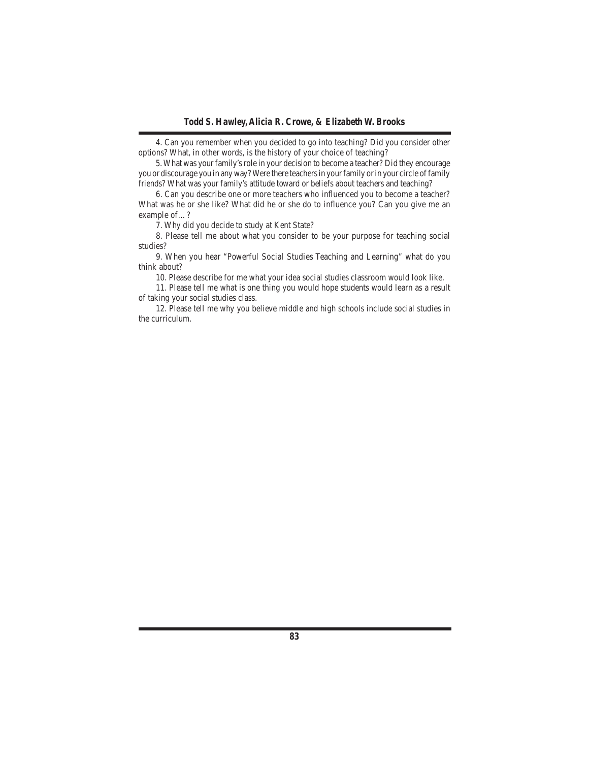4. Can you remember when you decided to go into teaching? Did you consider other options? What, in other words, is the history of your choice of teaching?

5. What was your family's role in your decision to become a teacher? Did they encourage you or discourage you in any way? Were there teachers in your family or in your circle of family friends? What was your family's attitude toward or beliefs about teachers and teaching?

6. Can you describe one or more teachers who influenced you to become a teacher? What was he or she like? What did he or she do to influence you? Can you give me an example of…?

7. Why did you decide to study at Kent State?

8. Please tell me about what you consider to be your purpose for teaching social studies?

9. When you hear "Powerful Social Studies Teaching and Learning" what do you think about?

10. Please describe for me what your idea social studies classroom would look like.

11. Please tell me what is one thing you would hope students would learn as a result of taking your social studies class.

12. Please tell me why you believe middle and high schools include social studies in the curriculum.